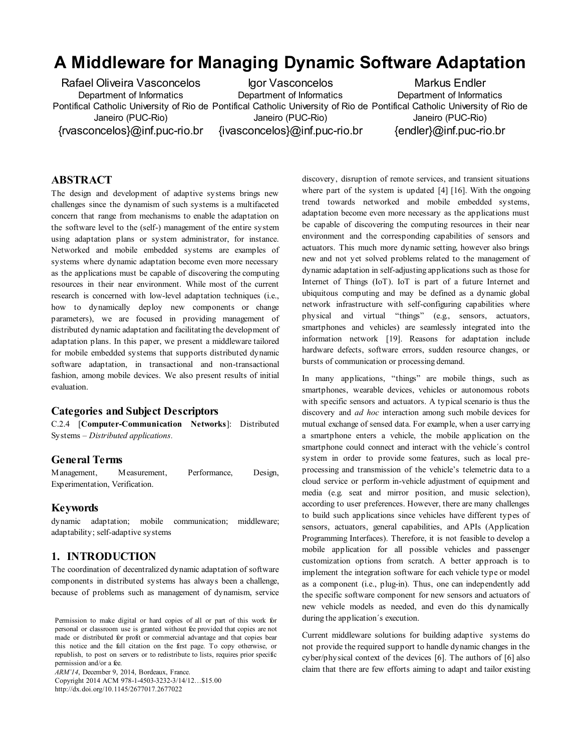# A Middleware for Managing Dynamic Software Adaptation

Rafael Oliveira Vasconcelos
Department of Informatics
Pontifical Catholic University of Rio de Janeiro (PUC-Rio)
{rvasconcelos}@inf.puc-rio.br

Igor Vasconcelos
Department of Informatics
Pontifical Catholic University of Rio de Janeiro (PUC-Rio)
{ivasconcelos}@inf.puc-rio.br

Markus Endler
Department of Informatics
Pontifical Catholic University of Rio de Janeiro (PUC-Rio)
{endler}@inf.puc-rio.br

## ABSTRACT

The design and development of adaptive systems brings new challenges since the dynamism of such systems is a multifaceted concern that range from mechanisms to enable the adaptation on the software level to the (self-) management of the entire system using adaptation plans or system administrator, for instance. Networked and mobile embedded systems are examples of systems where dynamic adaptation become even more necessary as the applications must be capable of discovering the computing resources in their near environment. While most of the current research is concerned with low-level adaptation techniques (i.e., how to dynamically deploy new components or change parameters), we are focused in providing management of distributed dynamic adaptation and facilitating the development of adaptation plans. In this paper, we present a middleware tailored for mobile embedded systems that supports distributed dynamic software adaptation, in transactional and non-transactional fashion, among mobile devices. We also present results of initial evaluation.

### Categories and Subject Descriptors

C.2.4 [**Computer-Communication Networks**]: Distributed Systems – *Distributed applications.*

### General Terms

Management, Measurement, Performance, Design, Experimentation, Verification.

### Keywords

dynamic adaptation; mobile communication; middleware; adaptability; self-adaptive systems

## 1. INTRODUCTION

The coordination of decentralized dynamic adaptation of software components in distributed systems has always been a challenge, because of problems such as management of dynamism, service discovery, disruption of remote services, and transient situations where part of the system is updated [4] [16]. With the ongoing trend towards networked and mobile embedded systems, adaptation become even more necessary as the applications must be capable of discovering the computing resources in their near environment and the corresponding capabilities of sensors and actuators. This much more dynamic setting, however also brings new and not yet solved problems related to the management of dynamic adaptation in self-adjusting applications such as those for Internet of Things (IoT). IoT is part of a future Internet and ubiquitous computing and may be defined as a dynamic global network infrastructure with self-configuring capabilities where physical and virtual "things" (e.g., sensors, actuators, smartphones and vehicles) are seamlessly integrated into the information network [19]. Reasons for adaptation include hardware defects, software errors, sudden resource changes, or bursts of communication or processing demand.

In many applications, "things" are mobile things, such as smartphones, wearable devices, vehicles or autonomous robots with specific sensors and actuators. A typical scenario is thus the discovery and *ad hoc* interaction among such mobile devices for mutual exchange of sensed data. For example, when a user carrying a smartphone enters a vehicle, the mobile application on the smartphone could connect and interact with the vehicle´s control system in order to provide some features, such as local pre-processing and transmission of the vehicle's telemetric data to a cloud service or perform in-vehicle adjustment of equipment and media (e.g. seat and mirror position, and music selection), according to user preferences. However, there are many challenges to build such applications since vehicles have different types of sensors, actuators, general capabilities, and APIs (Application Programming Interfaces). Therefore, it is not feasible to develop a mobile application for all possible vehicles and passenger customization options from scratch. A better approach is to implement the integration software for each vehicle type or model as a component (i.e., plug-in). Thus, one can independently add the specific software component for new sensors and actuators of new vehicle models as needed, and even do this dynamically during the application´s execution.

Current middleware solutions for building adaptive systems do not provide the required support to handle dynamic changes in the cyber/physical context of the devices [6]. The authors of [6] also claim that there are few efforts aiming to adapt and tailor existing

Permission to make digital or hard copies of all or part of this work for personal or classroom use is granted without fee provided that copies are not made or distributed for profit or commercial advantage and that copies bear this notice and the full citation on the first page. To copy otherwise, or republish, to post on servers or to redistribute to lists, requires prior specific permission and/or a fee.
*ARM'14*, December 9, 2014, Bordeaux, France.
Copyright 2014 ACM 978-1-4503-3232-3/14/12…$15.00
http://dx.doi.org/10.1145/2677017.2677022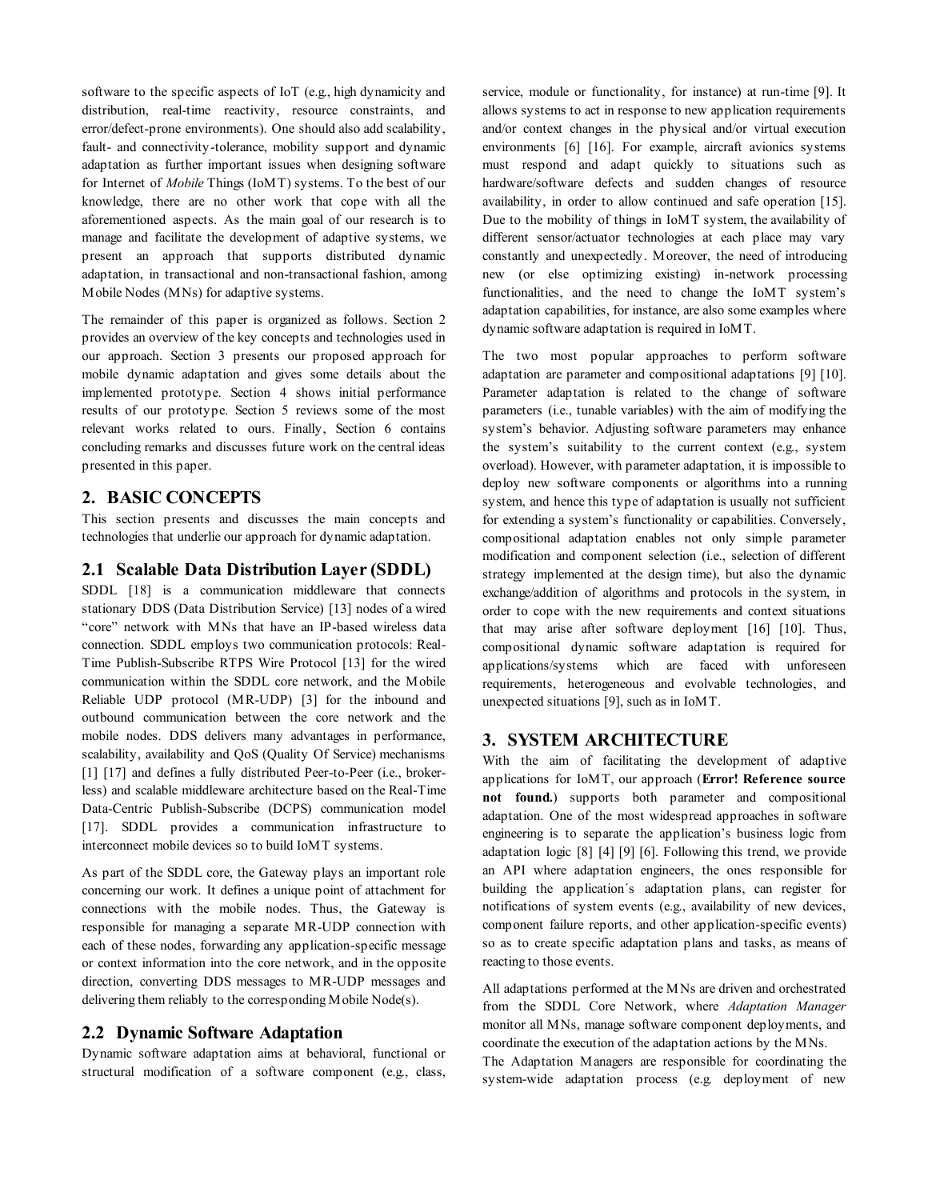software to the specific aspects of IoT (e.g., high dynamicity and distribution, real-time reactivity, resource constraints, and error/defect-prone environments). One should also add scalability, fault- and connectivity-tolerance, mobility support and dynamic adaptation as further important issues when designing software for Internet of *Mobile* Things (IoMT) systems. To the best of our knowledge, there are no other work that cope with all the aforementioned aspects. As the main goal of our research is to manage and facilitate the development of adaptive systems, we present an approach that supports distributed dynamic adaptation, in transactional and non-transactional fashion, among Mobile Nodes (MNs) for adaptive systems.

The remainder of this paper is organized as follows. Section 2 provides an overview of the key concepts and technologies used in our approach. Section 3 presents our proposed approach for mobile dynamic adaptation and gives some details about the implemented prototype. Section 4 shows initial performance results of our prototype. Section 5 reviews some of the most relevant works related to ours. Finally, Section 6 contains concluding remarks and discusses future work on the central ideas presented in this paper.

## 2. BASIC CONCEPTS

This section presents and discusses the main concepts and technologies that underlie our approach for dynamic adaptation.

### 2.1 Scalable Data Distribution Layer (SDDL)

SDDL [18] is a communication middleware that connects stationary DDS (Data Distribution Service) [13] nodes of a wired "core" network with MNs that have an IP-based wireless data connection. SDDL employs two communication protocols: Real-Time Publish-Subscribe RTPS Wire Protocol [13] for the wired communication within the SDDL core network, and the Mobile Reliable UDP protocol (MR-UDP) [3] for the inbound and outbound communication between the core network and the mobile nodes. DDS delivers many advantages in performance, scalability, availability and QoS (Quality Of Service) mechanisms [1] [17] and defines a fully distributed Peer-to-Peer (i.e., broker-less) and scalable middleware architecture based on the Real-Time Data-Centric Publish-Subscribe (DCPS) communication model [17]. SDDL provides a communication infrastructure to interconnect mobile devices so to build IoMT systems.

As part of the SDDL core, the Gateway plays an important role concerning our work. It defines a unique point of attachment for connections with the mobile nodes. Thus, the Gateway is responsible for managing a separate MR-UDP connection with each of these nodes, forwarding any application-specific message or context information into the core network, and in the opposite direction, converting DDS messages to MR-UDP messages and delivering them reliably to the corresponding Mobile Node(s).

### 2.2 Dynamic Software Adaptation

Dynamic software adaptation aims at behavioral, functional or structural modification of a software component (e.g., class, service, module or functionality, for instance) at run-time [9]. It allows systems to act in response to new application requirements and/or context changes in the physical and/or virtual execution environments [6] [16]. For example, aircraft avionics systems must respond and adapt quickly to situations such as hardware/software defects and sudden changes of resource availability, in order to allow continued and safe operation [15]. Due to the mobility of things in IoMT system, the availability of different sensor/actuator technologies at each place may vary constantly and unexpectedly. Moreover, the need of introducing new (or else optimizing existing) in-network processing functionalities, and the need to change the IoMT system's adaptation capabilities, for instance, are also some examples where dynamic software adaptation is required in IoMT.

The two most popular approaches to perform software adaptation are parameter and compositional adaptations [9] [10]. Parameter adaptation is related to the change of software parameters (i.e., tunable variables) with the aim of modifying the system's behavior. Adjusting software parameters may enhance the system's suitability to the current context (e.g., system overload). However, with parameter adaptation, it is impossible to deploy new software components or algorithms into a running system, and hence this type of adaptation is usually not sufficient for extending a system's functionality or capabilities. Conversely, compositional adaptation enables not only simple parameter modification and component selection (i.e., selection of different strategy implemented at the design time), but also the dynamic exchange/addition of algorithms and protocols in the system, in order to cope with the new requirements and context situations that may arise after software deployment [16] [10]. Thus, compositional dynamic software adaptation is required for applications/systems which are faced with unforeseen requirements, heterogeneous and evolvable technologies, and unexpected situations [9], such as in IoMT.

## 3. SYSTEM ARCHITECTURE

With the aim of facilitating the development of adaptive applications for IoMT, our approach (**Error! Reference source not found.**) supports both parameter and compositional adaptation. One of the most widespread approaches in software engineering is to separate the application's business logic from adaptation logic [8] [4] [9] [6]. Following this trend, we provide an API where adaptation engineers, the ones responsible for building the application´s adaptation plans, can register for notifications of system events (e.g., availability of new devices, component failure reports, and other application-specific events) so as to create specific adaptation plans and tasks, as means of reacting to those events.

All adaptations performed at the MNs are driven and orchestrated from the SDDL Core Network, where *Adaptation Manager* monitor all MNs, manage software component deployments, and coordinate the execution of the adaptation actions by the MNs.

The Adaptation Managers are responsible for coordinating the system-wide adaptation process (e.g. deployment of new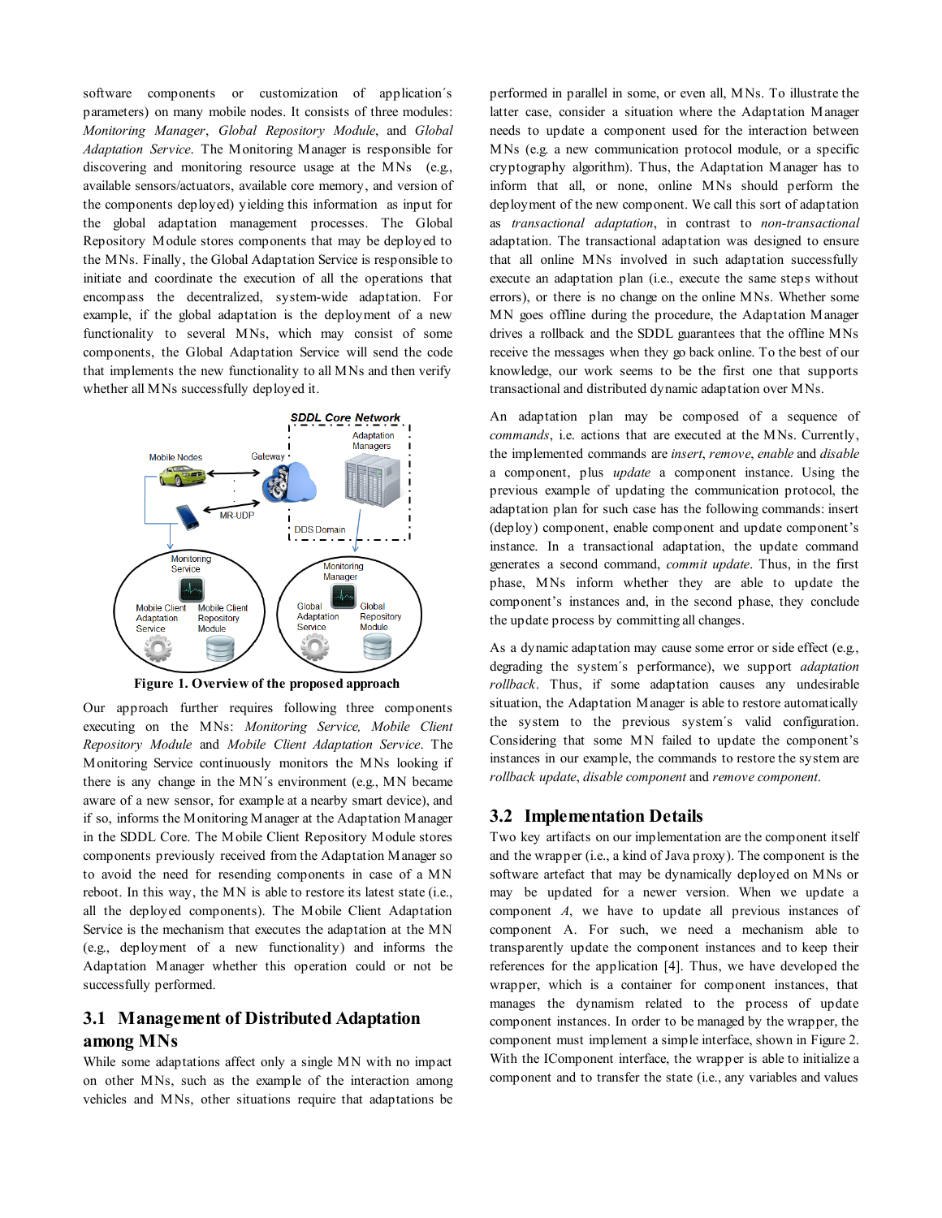software components or customization of application´s parameters) on many mobile nodes. It consists of three modules: *Monitoring Manager*, *Global Repository Module*, and *Global Adaptation Service*. The Monitoring Manager is responsible for discovering and monitoring resource usage at the MNs (e.g., available sensors/actuators, available core memory, and version of the components deployed) yielding this information as input for the global adaptation management processes. The Global Repository Module stores components that may be deployed to the MNs. Finally, the Global Adaptation Service is responsible to initiate and coordinate the execution of all the operations that encompass the decentralized, system-wide adaptation. For example, if the global adaptation is the deployment of a new functionality to several MNs, which may consist of some components, the Global Adaptation Service will send the code that implements the new functionality to all MNs and then verify whether all MNs successfully deployed it.

**Figure 1. Overview of the proposed approach**

Our approach further requires following three components executing on the MNs: *Monitoring Service, Mobile Client Repository Module* and *Mobile Client Adaptation Service*. The Monitoring Service continuously monitors the MNs looking if there is any change in the MN´s environment (e.g., MN became aware of a new sensor, for example at a nearby smart device), and if so, informs the Monitoring Manager at the Adaptation Manager in the SDDL Core. The Mobile Client Repository Module stores components previously received from the Adaptation Manager so to avoid the need for resending components in case of a MN reboot. In this way, the MN is able to restore its latest state (i.e., all the deployed components). The Mobile Client Adaptation Service is the mechanism that executes the adaptation at the MN (e.g., deployment of a new functionality) and informs the Adaptation Manager whether this operation could or not be successfully performed.

## 3.1 Management of Distributed Adaptation among MNs

While some adaptations affect only a single MN with no impact on other MNs, such as the example of the interaction among vehicles and MNs, other situations require that adaptations be performed in parallel in some, or even all, MNs. To illustrate the latter case, consider a situation where the Adaptation Manager needs to update a component used for the interaction between MNs (e.g. a new communication protocol module, or a specific cryptography algorithm). Thus, the Adaptation Manager has to inform that all, or none, online MNs should perform the deployment of the new component. We call this sort of adaptation as *transactional adaptation*, in contrast to *non-transactional* adaptation. The transactional adaptation was designed to ensure that all online MNs involved in such adaptation successfully execute an adaptation plan (i.e., execute the same steps without errors), or there is no change on the online MNs. Whether some MN goes offline during the procedure, the Adaptation Manager drives a rollback and the SDDL guarantees that the offline MNs receive the messages when they go back online. To the best of our knowledge, our work seems to be the first one that supports transactional and distributed dynamic adaptation over MNs.

An adaptation plan may be composed of a sequence of *commands*, i.e. actions that are executed at the MNs. Currently, the implemented commands are *insert*, *remove*, *enable* and *disable* a component, plus *update* a component instance. Using the previous example of updating the communication protocol, the adaptation plan for such case has the following commands: insert (deploy) component, enable component and update component's instance. In a transactional adaptation, the update command generates a second command, *commit update*. Thus, in the first phase, MNs inform whether they are able to update the component's instances and, in the second phase, they conclude the update process by committing all changes.

As a dynamic adaptation may cause some error or side effect (e.g., degrading the system´s performance), we support *adaptation rollback*. Thus, if some adaptation causes any undesirable situation, the Adaptation Manager is able to restore automatically the system to the previous system´s valid configuration. Considering that some MN failed to update the component's instances in our example, the commands to restore the system are *rollback update*, *disable component* and *remove component*.

## 3.2 Implementation Details

Two key artifacts on our implementation are the component itself and the wrapper (i.e., a kind of Java proxy). The component is the software artefact that may be dynamically deployed on MNs or may be updated for a newer version. When we update a component *A*, we have to update all previous instances of component A. For such, we need a mechanism able to transparently update the component instances and to keep their references for the application [4]. Thus, we have developed the wrapper, which is a container for component instances, that manages the dynamism related to the process of update component instances. In order to be managed by the wrapper, the component must implement a simple interface, shown in Figure 2. With the IComponent interface, the wrapper is able to initialize a component and to transfer the state (i.e., any variables and values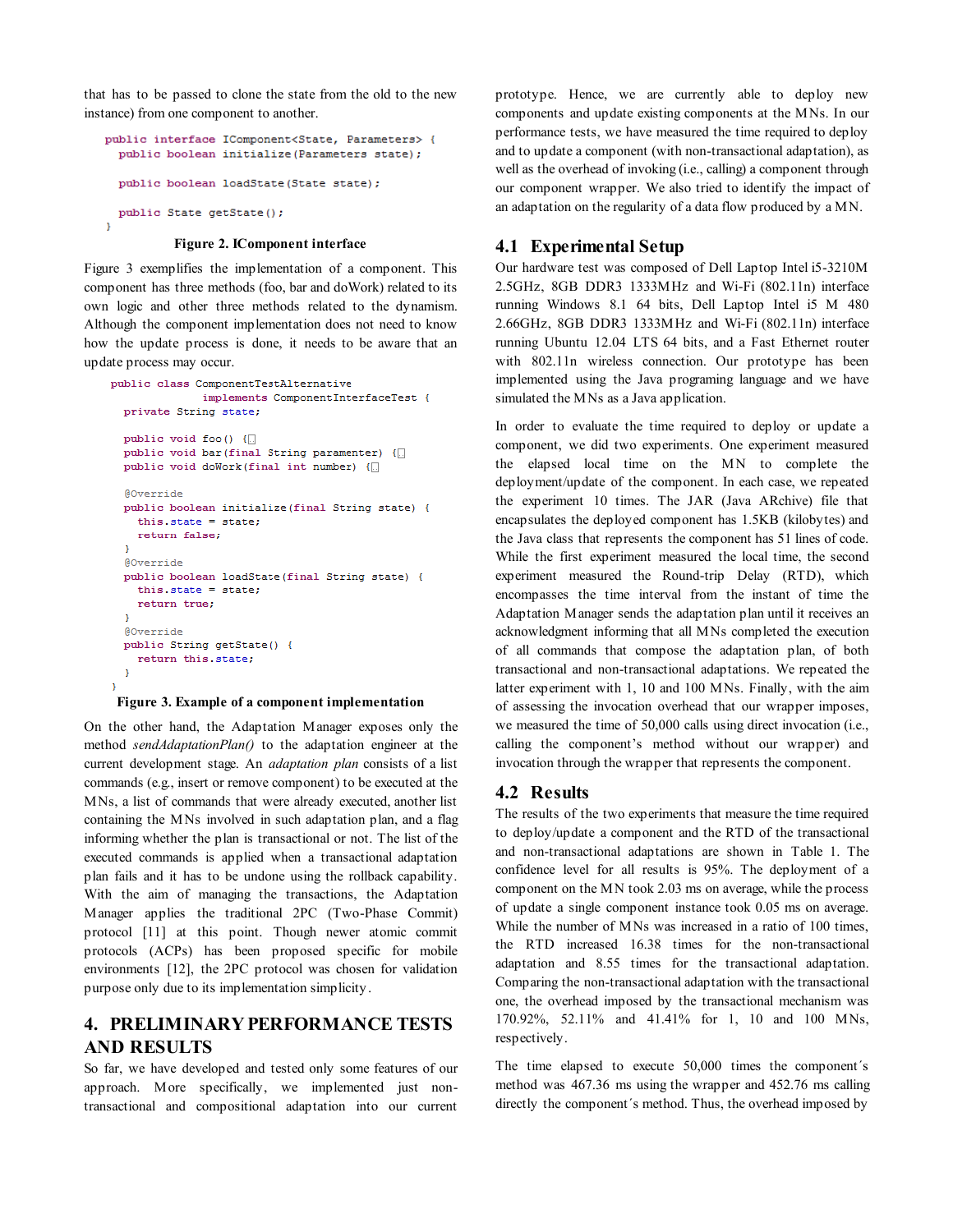that has to be passed to clone the state from the old to the new instance) from one component to another.

```
public interface IComponent<State, Parameters> {
  public boolean initialize(Parameters state);

  public boolean loadState(State state);

  public State getState();
}
```

**Figure 2. IComponent interface**

Figure 3 exemplifies the implementation of a component. This component has three methods (foo, bar and doWork) related to its own logic and other three methods related to the dynamism. Although the component implementation does not need to know how the update process is done, it needs to be aware that an update process may occur.

```
public class ComponentTestAlternative
              implements ComponentInterfaceTest {
  private String state;

  public void foo() {□
  public void bar(final String paramenter) {□
  public void doWork(final int number) {□

  @Override
  public boolean initialize(final String state) {
    this.state = state;
    return false;
  }
  @Override
  public boolean loadState(final String state) {
    this.state = state;
    return true;
  }
  @Override
  public String getState() {
    return this.state;
  }
}
```

**Figure 3. Example of a component implementation**

On the other hand, the Adaptation Manager exposes only the method *sendAdaptationPlan()* to the adaptation engineer at the current development stage. An *adaptation plan* consists of a list commands (e.g., insert or remove component) to be executed at the MNs, a list of commands that were already executed, another list containing the MNs involved in such adaptation plan, and a flag informing whether the plan is transactional or not. The list of the executed commands is applied when a transactional adaptation plan fails and it has to be undone using the rollback capability. With the aim of managing the transactions, the Adaptation Manager applies the traditional 2PC (Two-Phase Commit) protocol [11] at this point. Though newer atomic commit protocols (ACPs) has been proposed specific for mobile environments [12], the 2PC protocol was chosen for validation purpose only due to its implementation simplicity.

# 4. PRELIMINARY PERFORMANCE TESTS AND RESULTS

So far, we have developed and tested only some features of our approach. More specifically, we implemented just non-transactional and compositional adaptation into our current prototype. Hence, we are currently able to deploy new components and update existing components at the MNs. In our performance tests, we have measured the time required to deploy and to update a component (with non-transactional adaptation), as well as the overhead of invoking (i.e., calling) a component through our component wrapper. We also tried to identify the impact of an adaptation on the regularity of a data flow produced by a MN.

## 4.1 Experimental Setup

Our hardware test was composed of Dell Laptop Intel i5-3210M 2.5GHz, 8GB DDR3 1333MHz and Wi-Fi (802.11n) interface running Windows 8.1 64 bits, Dell Laptop Intel i5 M 480 2.66GHz, 8GB DDR3 1333MHz and Wi-Fi (802.11n) interface running Ubuntu 12.04 LTS 64 bits, and a Fast Ethernet router with 802.11n wireless connection. Our prototype has been implemented using the Java programing language and we have simulated the MNs as a Java application.

In order to evaluate the time required to deploy or update a component, we did two experiments. One experiment measured the elapsed local time on the MN to complete the deployment/update of the component. In each case, we repeated the experiment 10 times. The JAR (Java ARchive) file that encapsulates the deployed component has 1.5KB (kilobytes) and the Java class that represents the component has 51 lines of code. While the first experiment measured the local time, the second experiment measured the Round-trip Delay (RTD), which encompasses the time interval from the instant of time the Adaptation Manager sends the adaptation plan until it receives an acknowledgment informing that all MNs completed the execution of all commands that compose the adaptation plan, of both transactional and non-transactional adaptations. We repeated the latter experiment with 1, 10 and 100 MNs. Finally, with the aim of assessing the invocation overhead that our wrapper imposes, we measured the time of 50,000 calls using direct invocation (i.e., calling the component's method without our wrapper) and invocation through the wrapper that represents the component.

## 4.2 Results

The results of the two experiments that measure the time required to deploy/update a component and the RTD of the transactional and non-transactional adaptations are shown in Table 1. The confidence level for all results is 95%. The deployment of a component on the MN took 2.03 ms on average, while the process of update a single component instance took 0.05 ms on average. While the number of MNs was increased in a ratio of 100 times, the RTD increased 16.38 times for the non-transactional adaptation and 8.55 times for the transactional adaptation. Comparing the non-transactional adaptation with the transactional one, the overhead imposed by the transactional mechanism was 170.92%, 52.11% and 41.41% for 1, 10 and 100 MNs, respectively.

The time elapsed to execute 50,000 times the component´s method was 467.36 ms using the wrapper and 452.76 ms calling directly the component´s method. Thus, the overhead imposed by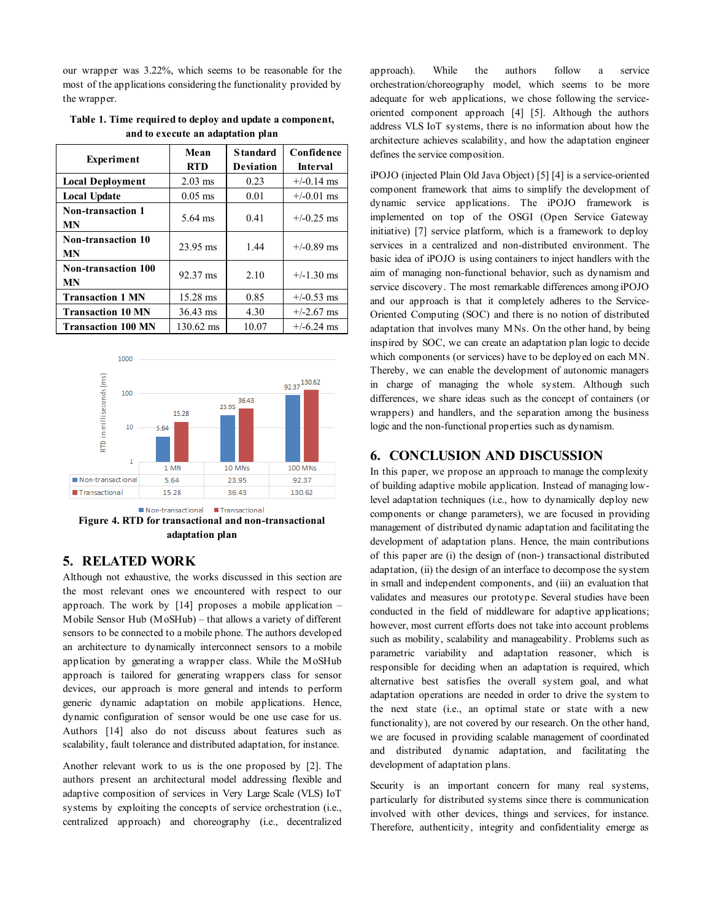our wrapper was 3.22%, which seems to be reasonable for the most of the applications considering the functionality provided by the wrapper.

**Table 1. Time required to deploy and update a component, and to execute an adaptation plan**

| Experiment | Mean RTD | Standard Deviation | Confidence Interval |
|---|---|---|---|
| **Local Deployment** | 2.03 ms | 0.23 | +/-0.14 ms |
| **Local Update** | 0.05 ms | 0.01 | +/-0.01 ms |
| **Non-transaction 1 MN** | 5.64 ms | 0.41 | +/-0.25 ms |
| **Non-transaction 10 MN** | 23.95 ms | 1.44 | +/-0.89 ms |
| **Non-transaction 100 MN** | 92.37 ms | 2.10 | +/-1.30 ms |
| **Transaction 1 MN** | 15.28 ms | 0.85 | +/-0.53 ms |
| **Transaction 10 MN** | 36.43 ms | 4.30 | +/-2.67 ms |
| **Transaction 100 MN** | 130.62 ms | 10.07 | +/-6.24 ms |

1000
100
10
1
RTD in milliseconds (ms)
5.64 15.28
23.95 36.43
92.37 130.62
1 MN 10 MNs 100 MNs
Non-transactional 5.64 23.95 92.37
Transactional 15.28 36.43 130.62
Non-transactional Transactional

**Figure 4. RTD for transactional and non-transactional adaptation plan**

## 5. RELATED WORK

Although not exhaustive, the works discussed in this section are the most relevant ones we encountered with respect to our approach. The work by [14] proposes a mobile application – Mobile Sensor Hub (MoSHub) – that allows a variety of different sensors to be connected to a mobile phone. The authors developed an architecture to dynamically interconnect sensors to a mobile application by generating a wrapper class. While the MoSHub approach is tailored for generating wrappers class for sensor devices, our approach is more general and intends to perform generic dynamic adaptation on mobile applications. Hence, dynamic configuration of sensor would be one use case for us. Authors [14] also do not discuss about features such as scalability, fault tolerance and distributed adaptation, for instance.

Another relevant work to us is the one proposed by [2]. The authors present an architectural model addressing flexible and adaptive composition of services in Very Large Scale (VLS) IoT systems by exploiting the concepts of service orchestration (i.e., centralized approach) and choreography (i.e., decentralized approach). While the authors follow a service orchestration/choreography model, which seems to be more adequate for web applications, we chose following the service-oriented component approach [4] [5]. Although the authors address VLS IoT systems, there is no information about how the architecture achieves scalability, and how the adaptation engineer defines the service composition.

iPOJO (injected Plain Old Java Object) [5] [4] is a service-oriented component framework that aims to simplify the development of dynamic service applications. The iPOJO framework is implemented on top of the OSGI (Open Service Gateway initiative) [7] service platform, which is a framework to deploy services in a centralized and non-distributed environment. The basic idea of iPOJO is using containers to inject handlers with the aim of managing non-functional behavior, such as dynamism and service discovery. The most remarkable differences among iPOJO and our approach is that it completely adheres to the Service-Oriented Computing (SOC) and there is no notion of distributed adaptation that involves many MNs. On the other hand, by being inspired by SOC, we can create an adaptation plan logic to decide which components (or services) have to be deployed on each MN. Thereby, we can enable the development of autonomic managers in charge of managing the whole system. Although such differences, we share ideas such as the concept of containers (or wrappers) and handlers, and the separation among the business logic and the non-functional properties such as dynamism.

## 6. CONCLUSION AND DISCUSSION

In this paper, we propose an approach to manage the complexity of building adaptive mobile application. Instead of managing low-level adaptation techniques (i.e., how to dynamically deploy new components or change parameters), we are focused in providing management of distributed dynamic adaptation and facilitating the development of adaptation plans. Hence, the main contributions of this paper are (i) the design of (non-) transactional distributed adaptation, (ii) the design of an interface to decompose the system in small and independent components, and (iii) an evaluation that validates and measures our prototype. Several studies have been conducted in the field of middleware for adaptive applications; however, most current efforts does not take into account problems such as mobility, scalability and manageability. Problems such as parametric variability and adaptation reasoner, which is responsible for deciding when an adaptation is required, which alternative best satisfies the overall system goal, and what adaptation operations are needed in order to drive the system to the next state (i.e., an optimal state or state with a new functionality), are not covered by our research. On the other hand, we are focused in providing scalable management of coordinated and distributed dynamic adaptation, and facilitating the development of adaptation plans.

Security is an important concern for many real systems, particularly for distributed systems since there is communication involved with other devices, things and services, for instance. Therefore, authenticity, integrity and confidentiality emerge as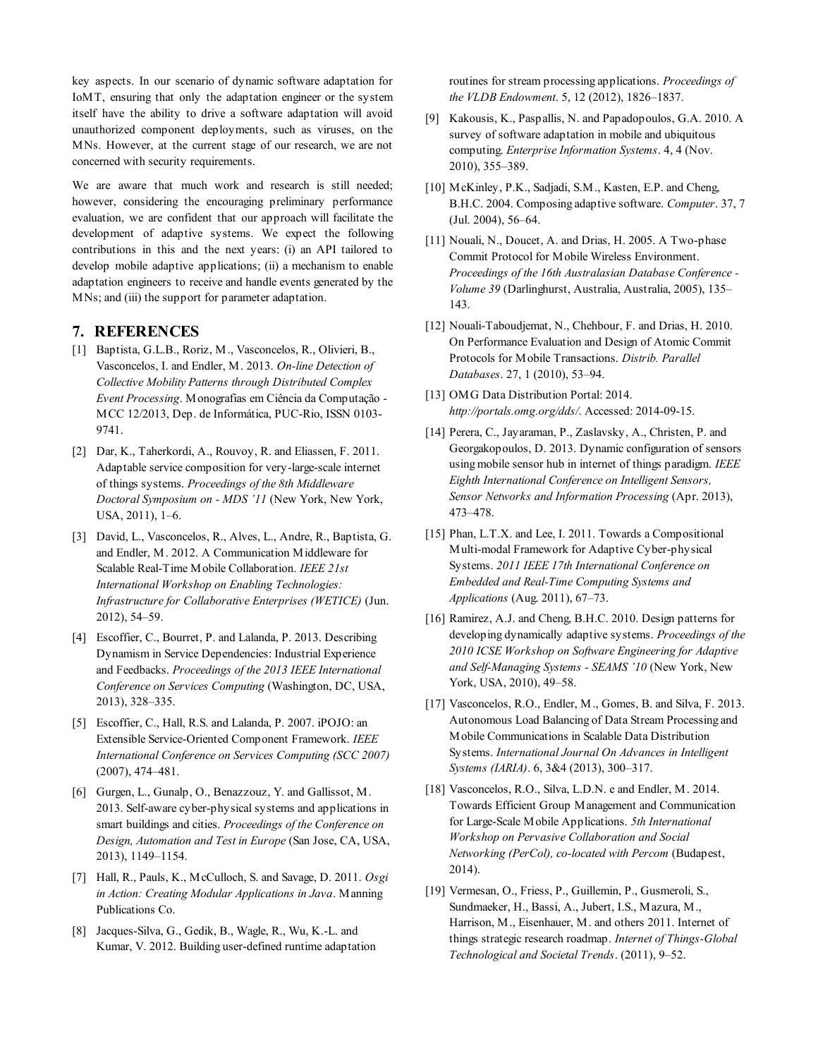key aspects. In our scenario of dynamic software adaptation for IoMT, ensuring that only the adaptation engineer or the system itself have the ability to drive a software adaptation will avoid unauthorized component deployments, such as viruses, on the MNs. However, at the current stage of our research, we are not concerned with security requirements.

We are aware that much work and research is still needed; however, considering the encouraging preliminary performance evaluation, we are confident that our approach will facilitate the development of adaptive systems. We expect the following contributions in this and the next years: (i) an API tailored to develop mobile adaptive applications; (ii) a mechanism to enable adaptation engineers to receive and handle events generated by the MNs; and (iii) the support for parameter adaptation.

## 7. REFERENCES

[1] Baptista, G.L.B., Roriz, M., Vasconcelos, R., Olivieri, B., Vasconcelos, I. and Endler, M. 2013. *On-line Detection of Collective Mobility Patterns through Distributed Complex Event Processing*. Monografias em Ciência da Computação - MCC 12/2013, Dep. de Informática, PUC-Rio, ISSN 0103-9741.

[2] Dar, K., Taherkordi, A., Rouvoy, R. and Eliassen, F. 2011. Adaptable service composition for very-large-scale internet of things systems. *Proceedings of the 8th Middleware Doctoral Symposium on - MDS '11* (New York, New York, USA, 2011), 1–6.

[3] David, L., Vasconcelos, R., Alves, L., Andre, R., Baptista, G. and Endler, M. 2012. A Communication Middleware for Scalable Real-Time Mobile Collaboration. *IEEE 21st International Workshop on Enabling Technologies: Infrastructure for Collaborative Enterprises (WETICE)* (Jun. 2012), 54–59.

[4] Escoffier, C., Bourret, P. and Lalanda, P. 2013. Describing Dynamism in Service Dependencies: Industrial Experience and Feedbacks. *Proceedings of the 2013 IEEE International Conference on Services Computing* (Washington, DC, USA, 2013), 328–335.

[5] Escoffier, C., Hall, R.S. and Lalanda, P. 2007. iPOJO: an Extensible Service-Oriented Component Framework. *IEEE International Conference on Services Computing (SCC 2007)* (2007), 474–481.

[6] Gurgen, L., Gunalp, O., Benazzouz, Y. and Gallissot, M. 2013. Self-aware cyber-physical systems and applications in smart buildings and cities. *Proceedings of the Conference on Design, Automation and Test in Europe* (San Jose, CA, USA, 2013), 1149–1154.

[7] Hall, R., Pauls, K., McCulloch, S. and Savage, D. 2011. *Osgi in Action: Creating Modular Applications in Java*. Manning Publications Co.

[8] Jacques-Silva, G., Gedik, B., Wagle, R., Wu, K.-L. and Kumar, V. 2012. Building user-defined runtime adaptation routines for stream processing applications. *Proceedings of the VLDB Endowment*. 5, 12 (2012), 1826–1837.

[9] Kakousis, K., Paspallis, N. and Papadopoulos, G.A. 2010. A survey of software adaptation in mobile and ubiquitous computing. *Enterprise Information Systems*. 4, 4 (Nov. 2010), 355–389.

[10] McKinley, P.K., Sadjadi, S.M., Kasten, E.P. and Cheng, B.H.C. 2004. Composing adaptive software. *Computer*. 37, 7 (Jul. 2004), 56–64.

[11] Nouali, N., Doucet, A. and Drias, H. 2005. A Two-phase Commit Protocol for Mobile Wireless Environment. *Proceedings of the 16th Australasian Database Conference - Volume 39* (Darlinghurst, Australia, Australia, 2005), 135–143.

[12] Nouali-Taboudjemat, N., Chehbour, F. and Drias, H. 2010. On Performance Evaluation and Design of Atomic Commit Protocols for Mobile Transactions. *Distrib. Parallel Databases*. 27, 1 (2010), 53–94.

[13] OMG Data Distribution Portal: 2014. *http://portals.omg.org/dds/*. Accessed: 2014-09-15.

[14] Perera, C., Jayaraman, P., Zaslavsky, A., Christen, P. and Georgakopoulos, D. 2013. Dynamic configuration of sensors using mobile sensor hub in internet of things paradigm. *IEEE Eighth International Conference on Intelligent Sensors, Sensor Networks and Information Processing* (Apr. 2013), 473–478.

[15] Phan, L.T.X. and Lee, I. 2011. Towards a Compositional Multi-modal Framework for Adaptive Cyber-physical Systems. *2011 IEEE 17th International Conference on Embedded and Real-Time Computing Systems and Applications* (Aug. 2011), 67–73.

[16] Ramirez, A.J. and Cheng, B.H.C. 2010. Design patterns for developing dynamically adaptive systems. *Proceedings of the 2010 ICSE Workshop on Software Engineering for Adaptive and Self-Managing Systems - SEAMS '10* (New York, New York, USA, 2010), 49–58.

[17] Vasconcelos, R.O., Endler, M., Gomes, B. and Silva, F. 2013. Autonomous Load Balancing of Data Stream Processing and Mobile Communications in Scalable Data Distribution Systems. *International Journal On Advances in Intelligent Systems (IARIA)*. 6, 3&4 (2013), 300–317.

[18] Vasconcelos, R.O., Silva, L.D.N. e and Endler, M. 2014. Towards Efficient Group Management and Communication for Large-Scale Mobile Applications. *5th International Workshop on Pervasive Collaboration and Social Networking (PerCol), co-located with Percom* (Budapest, 2014).

[19] Vermesan, O., Friess, P., Guillemin, P., Gusmeroli, S., Sundmaeker, H., Bassi, A., Jubert, I.S., Mazura, M., Harrison, M., Eisenhauer, M. and others 2011. Internet of things strategic research roadmap. *Internet of Things-Global Technological and Societal Trends*. (2011), 9–52.